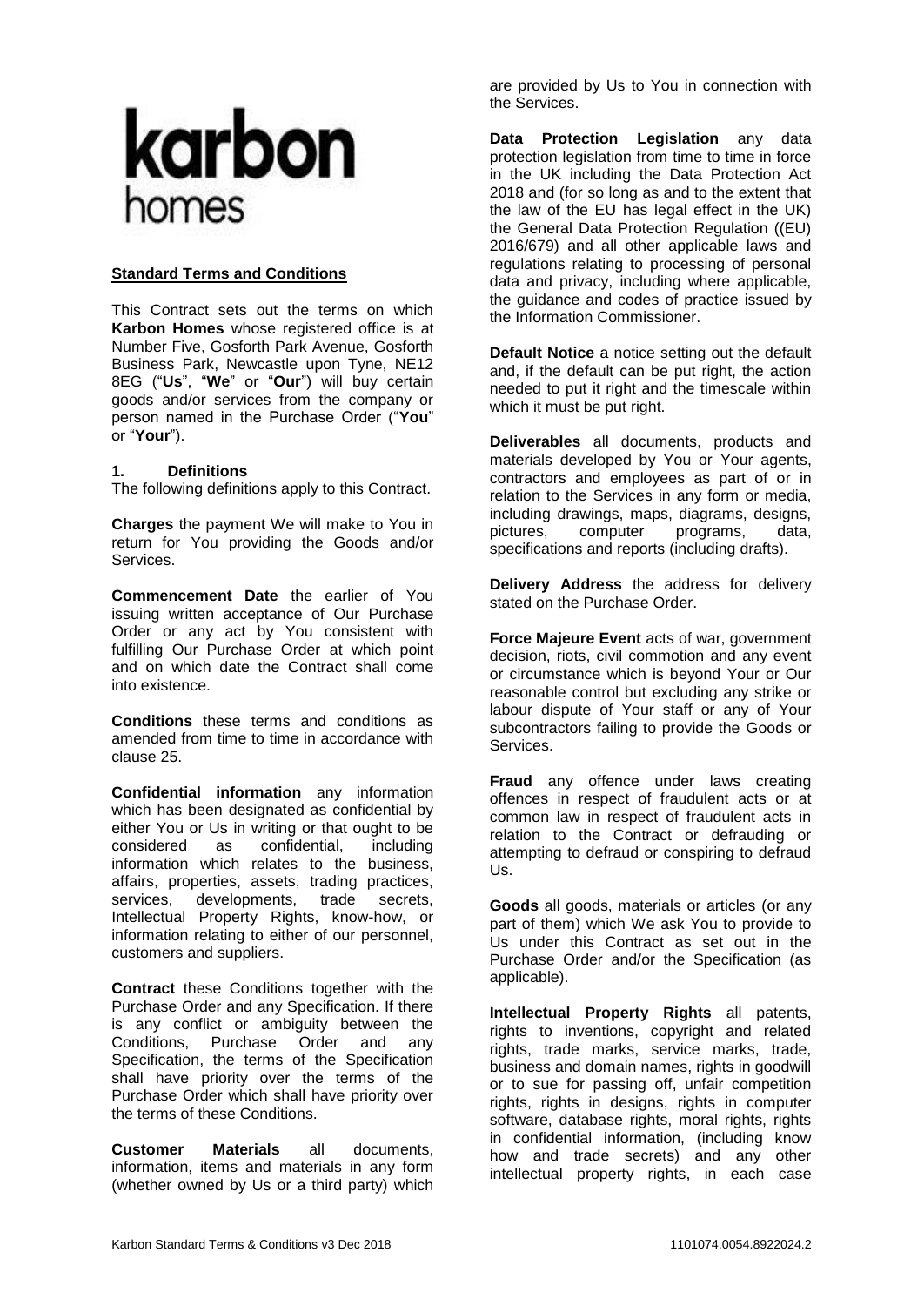# karbon homes

**Standard Terms and Conditions**

This Contract sets out the terms on which **Karbon Homes** whose registered office is at Number Five, Gosforth Park Avenue, Gosforth Business Park, Newcastle upon Tyne, NE12 8EG ("**Us**", "**We**" or "**Our**") will buy certain goods and/or services from the company or person named in the Purchase Order ("**You**" or "**Your**").

## 1. Definitions

The following definitions apply to this Contract.

**Charges** the payment We will make to You in return for You providing the Goods and/or Services.

**Commencement Date** the earlier of You issuing written acceptance of Our Purchase Order or any act by You consistent with fulfilling Our Purchase Order at which point and on which date the Contract shall come into existence.

**Conditions** these terms and conditions as amended from time to time in accordance with clause 25.

**Confidential information** any information which has been designated as confidential by either You or Us in writing or that ought to be considered as confidential, including information which relates to the business, affairs, properties, assets, trading practices, services, developments, trade secrets, Intellectual Property Rights, know-how, or information relating to either of our personnel, customers and suppliers.

**Contract** these Conditions together with the Purchase Order and any Specification. If there is any conflict or ambiguity between the Conditions, Purchase Order and any Specification, the terms of the Specification shall have priority over the terms of the Purchase Order which shall have priority over the terms of these Conditions.

**Customer Materials** all documents, information, items and materials in any form (whether owned by Us or a third party) which are provided by Us to You in connection with the Services.

**Data Protection Legislation** any data protection legislation from time to time in force in the UK including the Data Protection Act 2018 and (for so long as and to the extent that the law of the EU has legal effect in the UK) the General Data Protection Regulation ((EU) 2016/679) and all other applicable laws and regulations relating to processing of personal data and privacy, including where applicable, the guidance and codes of practice issued by the Information Commissioner.

**Default Notice** a notice setting out the default and, if the default can be put right, the action needed to put it right and the timescale within which it must be put right.

**Deliverables** all documents, products and materials developed by You or Your agents, contractors and employees as part of or in relation to the Services in any form or media, including drawings, maps, diagrams, designs, pictures, computer programs, data, specifications and reports (including drafts).

**Delivery Address** the address for delivery stated on the Purchase Order.

**Force Majeure Event** acts of war, government decision, riots, civil commotion and any event or circumstance which is beyond Your or Our reasonable control but excluding any strike or labour dispute of Your staff or any of Your subcontractors failing to provide the Goods or Services.

**Fraud** any offence under laws creating offences in respect of fraudulent acts or at common law in respect of fraudulent acts in relation to the Contract or defrauding or attempting to defraud or conspiring to defraud Us.

**Goods** all goods, materials or articles (or any part of them) which We ask You to provide to Us under this Contract as set out in the Purchase Order and/or the Specification (as applicable).

**Intellectual Property Rights** all patents, rights to inventions, copyright and related rights, trade marks, service marks, trade, business and domain names, rights in goodwill or to sue for passing off, unfair competition rights, rights in designs, rights in computer software, database rights, moral rights, rights in confidential information, (including know how and trade secrets) and any other intellectual property rights, in each case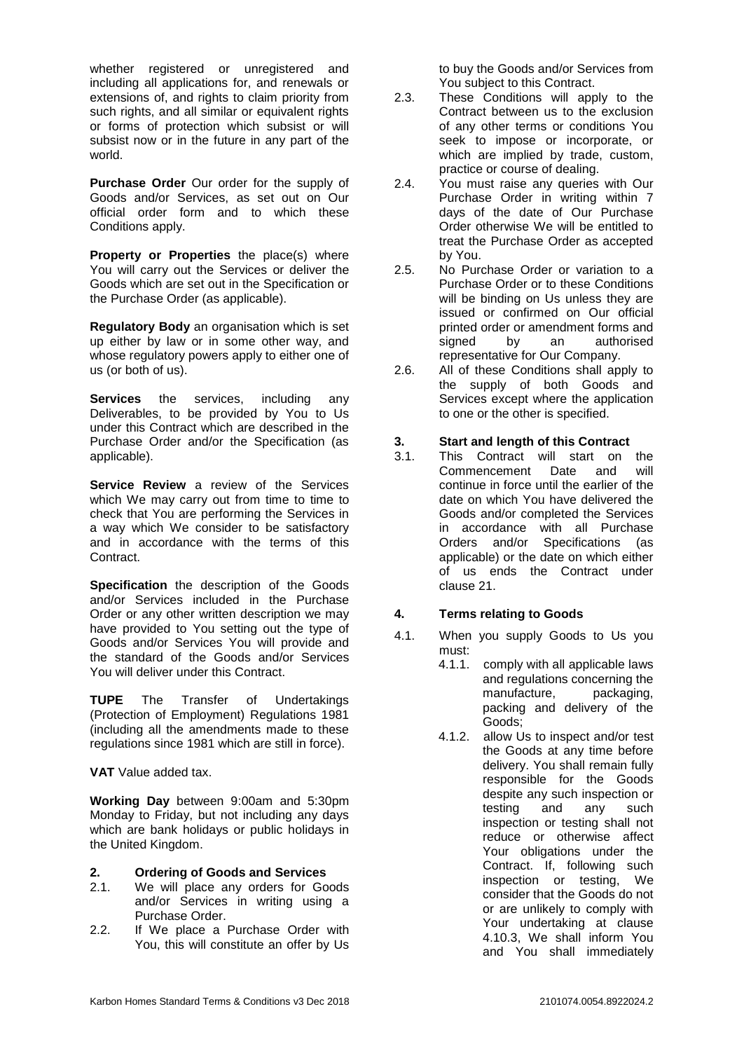whether registered or unregistered and including all applications for, and renewals or extensions of, and rights to claim priority from such rights, and all similar or equivalent rights or forms of protection which subsist or will subsist now or in the future in any part of the world.

**Purchase Order** Our order for the supply of Goods and/or Services, as set out on Our official order form and to which these Conditions apply.

**Property or Properties** the place(s) where You will carry out the Services or deliver the Goods which are set out in the Specification or the Purchase Order (as applicable).

**Regulatory Body** an organisation which is set up either by law or in some other way, and whose regulatory powers apply to either one of us (or both of us).

**Services** the services, including any Deliverables, to be provided by You to Us under this Contract which are described in the Purchase Order and/or the Specification (as applicable).

**Service Review** a review of the Services which We may carry out from time to time to check that You are performing the Services in a way which We consider to be satisfactory and in accordance with the terms of this Contract.

**Specification** the description of the Goods and/or Services included in the Purchase Order or any other written description we may have provided to You setting out the type of Goods and/or Services You will provide and the standard of the Goods and/or Services You will deliver under this Contract.

**TUPE** The Transfer of Undertakings (Protection of Employment) Regulations 1981 (including all the amendments made to these regulations since 1981 which are still in force).

**VAT** Value added tax.

**Working Day** between 9:00am and 5:30pm Monday to Friday, but not including any days which are bank holidays or public holidays in the United Kingdom.

## 2. Ordering of Goods and Services

2.1. We will place any orders for Goods and/or Services in writing using a Purchase Order.

2.2. If We place a Purchase Order with You, this will constitute an offer by Us to buy the Goods and/or Services from You subject to this Contract.

2.3. These Conditions will apply to the Contract between us to the exclusion of any other terms or conditions You seek to impose or incorporate, or which are implied by trade, custom, practice or course of dealing.

2.4. You must raise any queries with Our Purchase Order in writing within 7 days of the date of Our Purchase Order otherwise We will be entitled to treat the Purchase Order as accepted by You.

2.5. No Purchase Order or variation to a Purchase Order or to these Conditions will be binding on Us unless they are issued or confirmed on Our official printed order or amendment forms and signed by an authorised representative for Our Company.

2.6. All of these Conditions shall apply to the supply of both Goods and Services except where the application to one or the other is specified.

## 3. Start and length of this Contract

3.1. This Contract will start on the Commencement Date and will continue in force until the earlier of the date on which You have delivered the Goods and/or completed the Services in accordance with all Purchase Orders and/or Specifications (as applicable) or the date on which either of us ends the Contract under clause 21.

## 4. Terms relating to Goods

4.1. When you supply Goods to Us you must:

4.1.1. comply with all applicable laws and regulations concerning the manufacture, packaging, packing and delivery of the Goods;

4.1.2. allow Us to inspect and/or test the Goods at any time before delivery. You shall remain fully responsible for the Goods despite any such inspection or testing and any such inspection or testing shall not reduce or otherwise affect Your obligations under the Contract. If, following such inspection or testing, We consider that the Goods do not or are unlikely to comply with Your undertaking at clause 4.10.3, We shall inform You and You shall immediately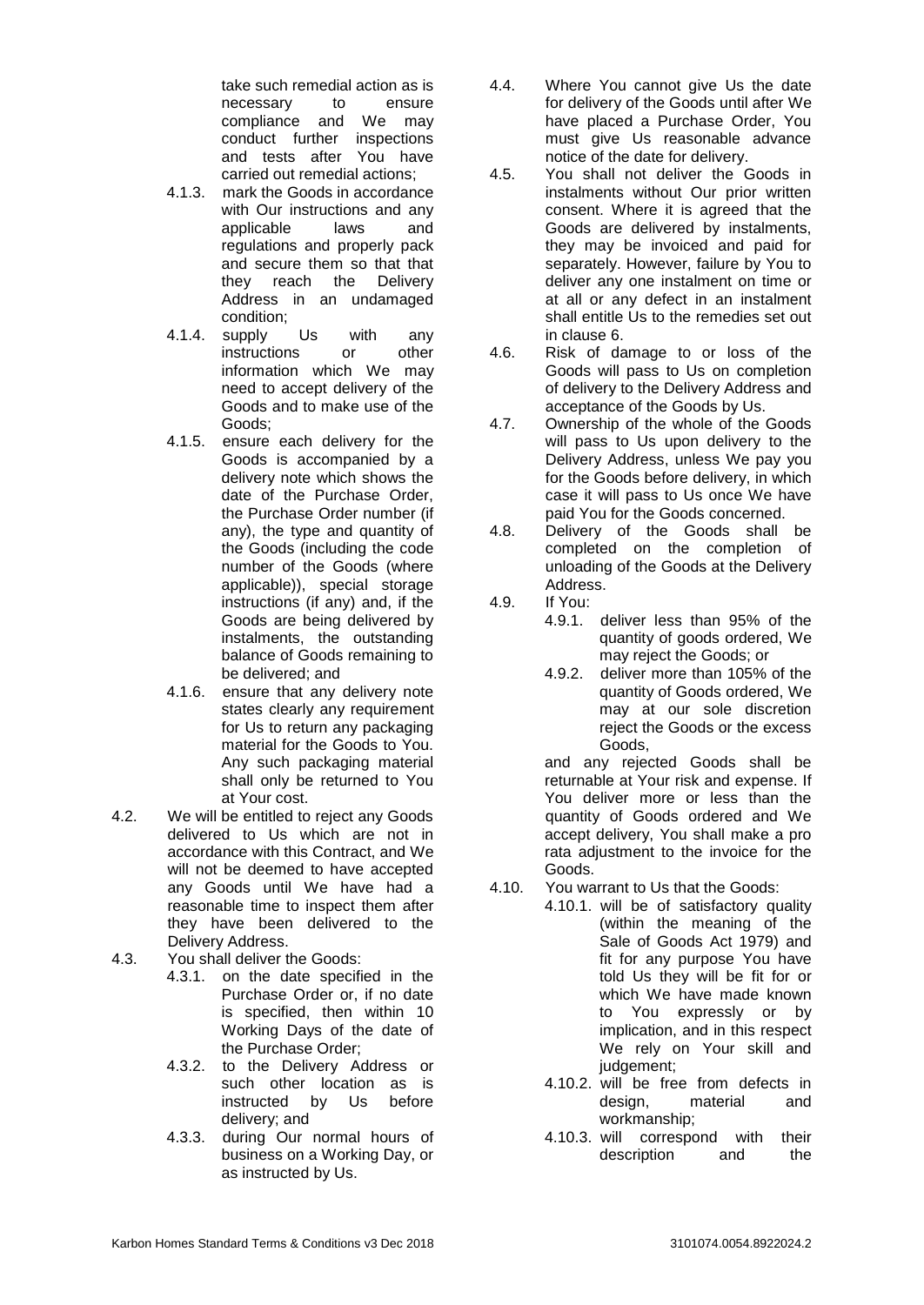take such remedial action as is necessary to ensure compliance and We may conduct further inspections and tests after You have carried out remedial actions;

4.1.3. mark the Goods in accordance with Our instructions and any applicable laws and regulations and properly pack and secure them so that that they reach the Delivery Address in an undamaged condition;

4.1.4. supply Us with any instructions or other information which We may need to accept delivery of the Goods and to make use of the Goods;

4.1.5. ensure each delivery for the Goods is accompanied by a delivery note which shows the date of the Purchase Order, the Purchase Order number (if any), the type and quantity of the Goods (including the code number of the Goods (where applicable)), special storage instructions (if any) and, if the Goods are being delivered by instalments, the outstanding balance of Goods remaining to be delivered; and

4.1.6. ensure that any delivery note states clearly any requirement for Us to return any packaging material for the Goods to You. Any such packaging material shall only be returned to You at Your cost.

4.2. We will be entitled to reject any Goods delivered to Us which are not in accordance with this Contract, and We will not be deemed to have accepted any Goods until We have had a reasonable time to inspect them after they have been delivered to the Delivery Address.

4.3. You shall deliver the Goods:

4.3.1. on the date specified in the Purchase Order or, if no date is specified, then within 10 Working Days of the date of the Purchase Order;

4.3.2. to the Delivery Address or such other location as is instructed by Us before delivery; and

4.3.3. during Our normal hours of business on a Working Day, or as instructed by Us.

4.4. Where You cannot give Us the date for delivery of the Goods until after We have placed a Purchase Order, You must give Us reasonable advance notice of the date for delivery.

4.5. You shall not deliver the Goods in instalments without Our prior written consent. Where it is agreed that the Goods are delivered by instalments, they may be invoiced and paid for separately. However, failure by You to deliver any one instalment on time or at all or any defect in an instalment shall entitle Us to the remedies set out in clause 6.

4.6. Risk of damage to or loss of the Goods will pass to Us on completion of delivery to the Delivery Address and acceptance of the Goods by Us.

4.7. Ownership of the whole of the Goods will pass to Us upon delivery to the Delivery Address, unless We pay you for the Goods before delivery, in which case it will pass to Us once We have paid You for the Goods concerned.

4.8. Delivery of the Goods shall be completed on the completion of unloading of the Goods at the Delivery Address.

4.9. If You:

4.9.1. deliver less than 95% of the quantity of goods ordered, We may reject the Goods; or

4.9.2. deliver more than 105% of the quantity of Goods ordered, We may at our sole discretion reject the Goods or the excess Goods,

and any rejected Goods shall be returnable at Your risk and expense. If You deliver more or less than the quantity of Goods ordered and We accept delivery, You shall make a pro rata adjustment to the invoice for the Goods.

4.10. You warrant to Us that the Goods:

4.10.1. will be of satisfactory quality (within the meaning of the Sale of Goods Act 1979) and fit for any purpose You have told Us they will be fit for or which We have made known to You expressly or by implication, and in this respect We rely on Your skill and judgement;

4.10.2. will be free from defects in design, material and workmanship;

4.10.3. will correspond with their description and the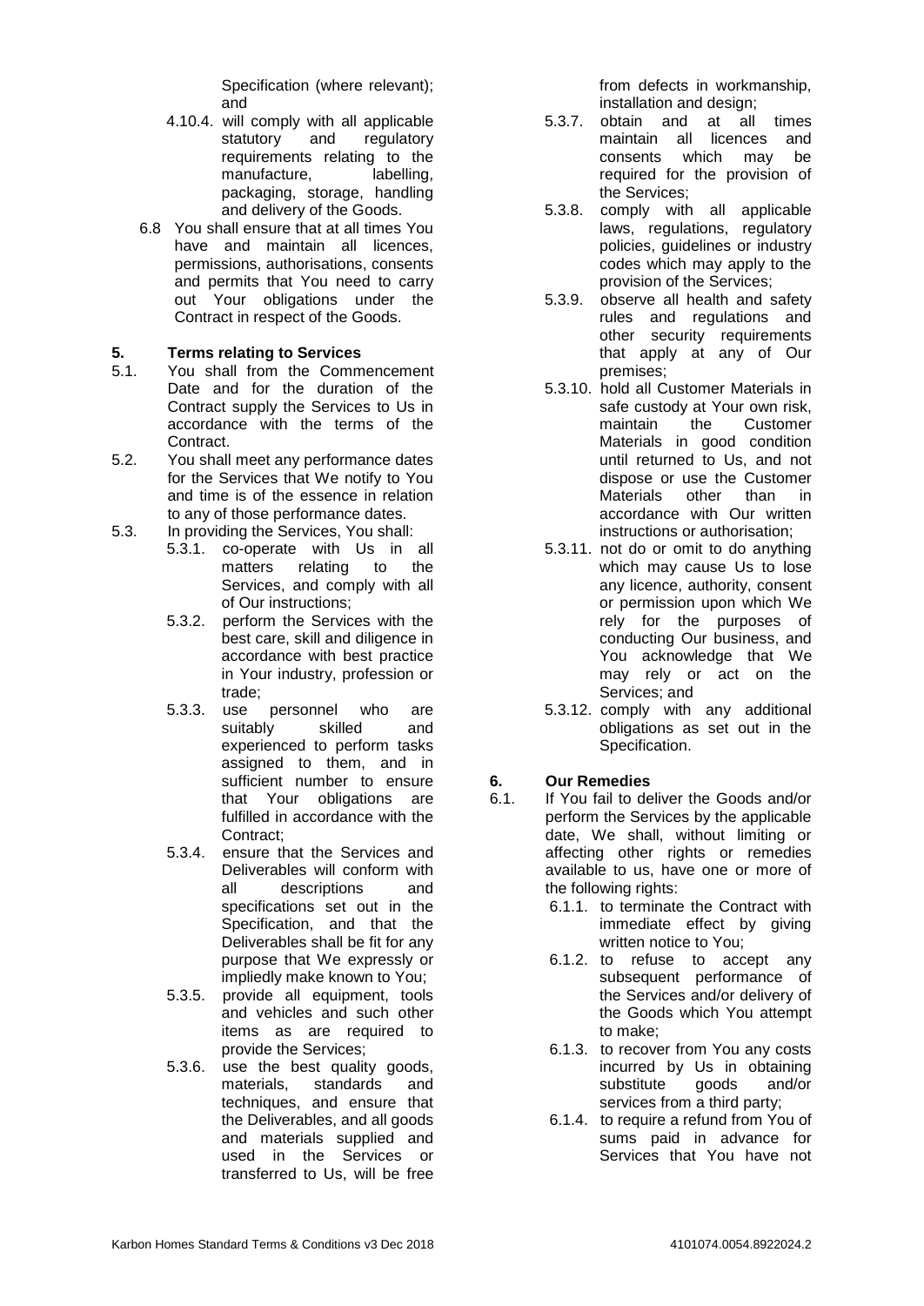Specification (where relevant); and

4.10.4. will comply with all applicable statutory and regulatory requirements relating to the manufacture, labelling, packaging, storage, handling and delivery of the Goods.

6.8 You shall ensure that at all times You have and maintain all licences, permissions, authorisations, consents and permits that You need to carry out Your obligations under the Contract in respect of the Goods.

**5. Terms relating to Services**

5.1. You shall from the Commencement Date and for the duration of the Contract supply the Services to Us in accordance with the terms of the Contract.

5.2. You shall meet any performance dates for the Services that We notify to You and time is of the essence in relation to any of those performance dates.

5.3. In providing the Services, You shall:

5.3.1. co-operate with Us in all matters relating to the Services, and comply with all of Our instructions;

5.3.2. perform the Services with the best care, skill and diligence in accordance with best practice in Your industry, profession or trade;

5.3.3. use personnel who are suitably skilled and experienced to perform tasks assigned to them, and in sufficient number to ensure that Your obligations are fulfilled in accordance with the Contract;

5.3.4. ensure that the Services and Deliverables will conform with all descriptions and specifications set out in the Specification, and that the Deliverables shall be fit for any purpose that We expressly or impliedly make known to You;

5.3.5. provide all equipment, tools and vehicles and such other items as are required to provide the Services;

5.3.6. use the best quality goods, materials, standards and techniques, and ensure that the Deliverables, and all goods and materials supplied and used in the Services or transferred to Us, will be free from defects in workmanship, installation and design;

5.3.7. obtain and at all times maintain all licences and consents which may be required for the provision of the Services;

5.3.8. comply with all applicable laws, regulations, regulatory policies, guidelines or industry codes which may apply to the provision of the Services;

5.3.9. observe all health and safety rules and regulations and other security requirements that apply at any of Our premises;

5.3.10. hold all Customer Materials in safe custody at Your own risk, maintain the Customer Materials in good condition until returned to Us, and not dispose or use the Customer Materials other than in accordance with Our written instructions or authorisation;

5.3.11. not do or omit to do anything which may cause Us to lose any licence, authority, consent or permission upon which We rely for the purposes of conducting Our business, and You acknowledge that We may rely or act on the Services; and

5.3.12. comply with any additional obligations as set out in the Specification.

**6. Our Remedies**

6.1. If You fail to deliver the Goods and/or perform the Services by the applicable date, We shall, without limiting or affecting other rights or remedies available to us, have one or more of the following rights:

6.1.1. to terminate the Contract with immediate effect by giving written notice to You;

6.1.2. to refuse to accept any subsequent performance of the Services and/or delivery of the Goods which You attempt to make;

6.1.3. to recover from You any costs incurred by Us in obtaining substitute goods and/or services from a third party;

6.1.4. to require a refund from You of sums paid in advance for Services that You have not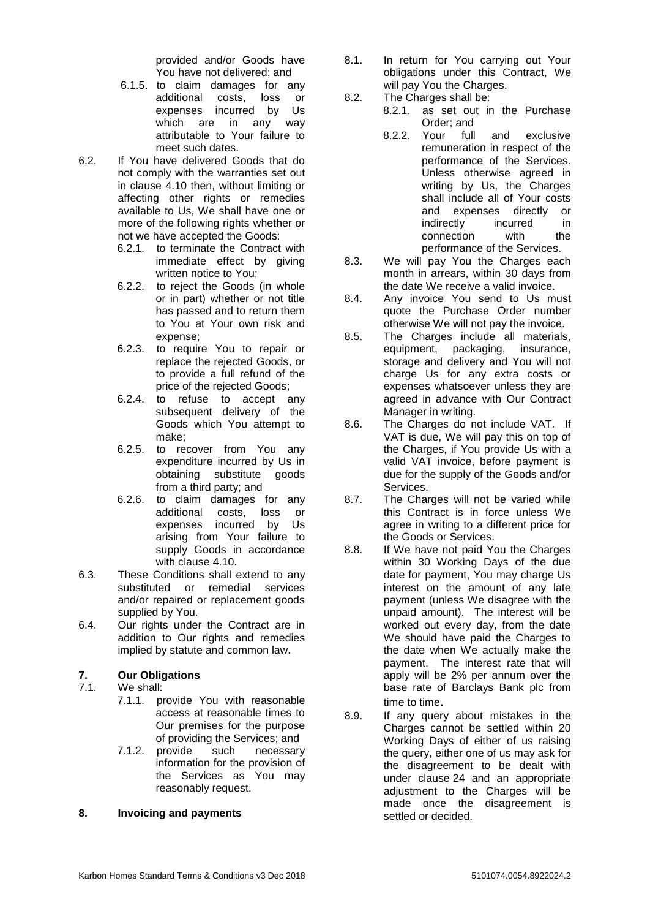provided and/or Goods have You have not delivered; and

6.1.5. to claim damages for any additional costs, loss or expenses incurred by Us which are in any way attributable to Your failure to meet such dates.

6.2. If You have delivered Goods that do not comply with the warranties set out in clause 4.10 then, without limiting or affecting other rights or remedies available to Us, We shall have one or more of the following rights whether or not we have accepted the Goods:

6.2.1. to terminate the Contract with immediate effect by giving written notice to You;

6.2.2. to reject the Goods (in whole or in part) whether or not title has passed and to return them to You at Your own risk and expense;

6.2.3. to require You to repair or replace the rejected Goods, or to provide a full refund of the price of the rejected Goods;

6.2.4. to refuse to accept any subsequent delivery of the Goods which You attempt to make;

6.2.5. to recover from You any expenditure incurred by Us in obtaining substitute goods from a third party; and

6.2.6. to claim damages for any additional costs, loss or expenses incurred by Us arising from Your failure to supply Goods in accordance with clause 4.10.

6.3. These Conditions shall extend to any substituted or remedial services and/or repaired or replacement goods supplied by You.

6.4. Our rights under the Contract are in addition to Our rights and remedies implied by statute and common law.

## 7. Our Obligations

7.1. We shall:

7.1.1. provide You with reasonable access at reasonable times to Our premises for the purpose of providing the Services; and

7.1.2. provide such necessary information for the provision of the Services as You may reasonably request.

## 8. Invoicing and payments

8.1. In return for You carrying out Your obligations under this Contract, We will pay You the Charges.

8.2. The Charges shall be:

8.2.1. as set out in the Purchase Order; and

8.2.2. Your full and exclusive remuneration in respect of the performance of the Services. Unless otherwise agreed in writing by Us, the Charges shall include all of Your costs and expenses directly or indirectly incurred in connection with the performance of the Services.

8.3. We will pay You the Charges each month in arrears, within 30 days from the date We receive a valid invoice.

8.4. Any invoice You send to Us must quote the Purchase Order number otherwise We will not pay the invoice.

8.5. The Charges include all materials, equipment, packaging, insurance, storage and delivery and You will not charge Us for any extra costs or expenses whatsoever unless they are agreed in advance with Our Contract Manager in writing.

8.6. The Charges do not include VAT. If VAT is due, We will pay this on top of the Charges, if You provide Us with a valid VAT invoice, before payment is due for the supply of the Goods and/or Services.

8.7. The Charges will not be varied while this Contract is in force unless We agree in writing to a different price for the Goods or Services.

8.8. If We have not paid You the Charges within 30 Working Days of the due date for payment, You may charge Us interest on the amount of any late payment (unless We disagree with the unpaid amount). The interest will be worked out every day, from the date We should have paid the Charges to the date when We actually make the payment. The interest rate that will apply will be 2% per annum over the base rate of Barclays Bank plc from time to time.

8.9. If any query about mistakes in the Charges cannot be settled within 20 Working Days of either of us raising the query, either one of us may ask for the disagreement to be dealt with under clause 24 and an appropriate adjustment to the Charges will be made once the disagreement is settled or decided.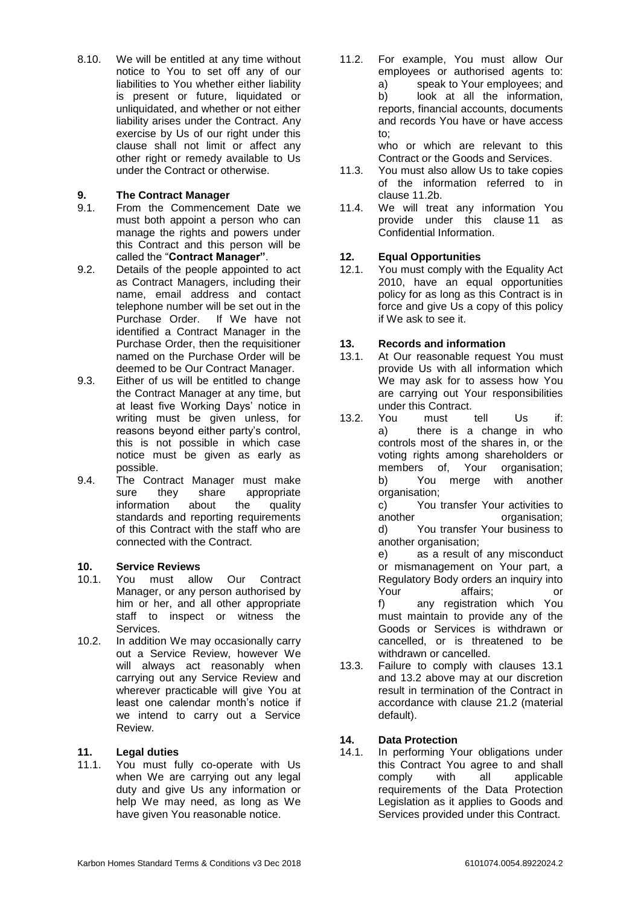8.10. We will be entitled at any time without notice to You to set off any of our liabilities to You whether either liability is present or future, liquidated or unliquidated, and whether or not either liability arises under the Contract. Any exercise by Us of our right under this clause shall not limit or affect any other right or remedy available to Us under the Contract or otherwise.

## 9. The Contract Manager

9.1. From the Commencement Date we must both appoint a person who can manage the rights and powers under this Contract and this person will be called the "**Contract Manager"**.

9.2. Details of the people appointed to act as Contract Managers, including their name, email address and contact telephone number will be set out in the Purchase Order. If We have not identified a Contract Manager in the Purchase Order, then the requisitioner named on the Purchase Order will be deemed to be Our Contract Manager.

9.3. Either of us will be entitled to change the Contract Manager at any time, but at least five Working Days' notice in writing must be given unless, for reasons beyond either party's control, this is not possible in which case notice must be given as early as possible.

9.4. The Contract Manager must make sure they share appropriate information about the quality standards and reporting requirements of this Contract with the staff who are connected with the Contract.

## 10. Service Reviews

10.1. You must allow Our Contract Manager, or any person authorised by him or her, and all other appropriate staff to inspect or witness the Services.

10.2. In addition We may occasionally carry out a Service Review, however We will always act reasonably when carrying out any Service Review and wherever practicable will give You at least one calendar month's notice if we intend to carry out a Service Review.

## 11. Legal duties

11.1. You must fully co-operate with Us when We are carrying out any legal duty and give Us any information or help We may need, as long as We have given You reasonable notice.

11.2. For example, You must allow Our employees or authorised agents to:
a) speak to Your employees; and
b) look at all the information, reports, financial accounts, documents and records You have or have access to;

who or which are relevant to this Contract or the Goods and Services.

11.3. You must also allow Us to take copies of the information referred to in clause 11.2b.

11.4. We will treat any information You provide under this clause 11 as Confidential Information.

## 12. Equal Opportunities

12.1. You must comply with the Equality Act 2010, have an equal opportunities policy for as long as this Contract is in force and give Us a copy of this policy if We ask to see it.

## 13. Records and information

13.1. At Our reasonable request You must provide Us with all information which We may ask for to assess how You are carrying out Your responsibilities under this Contract.

13.2. You must tell Us if:
a) there is a change in who controls most of the shares in, or the voting rights among shareholders or members of, Your organisation;
b) You merge with another organisation;
c) You transfer Your activities to another organisation;
d) You transfer Your business to another organisation;
e) as a result of any misconduct or mismanagement on Your part, a Regulatory Body orders an inquiry into Your affairs; or
f) any registration which You must maintain to provide any of the Goods or Services is withdrawn or cancelled, or is threatened to be withdrawn or cancelled.

13.3. Failure to comply with clauses 13.1 and 13.2 above may at our discretion result in termination of the Contract in accordance with clause 21.2 (material default).

## 14. Data Protection

14.1. In performing Your obligations under this Contract You agree to and shall comply with all applicable requirements of the Data Protection Legislation as it applies to Goods and Services provided under this Contract.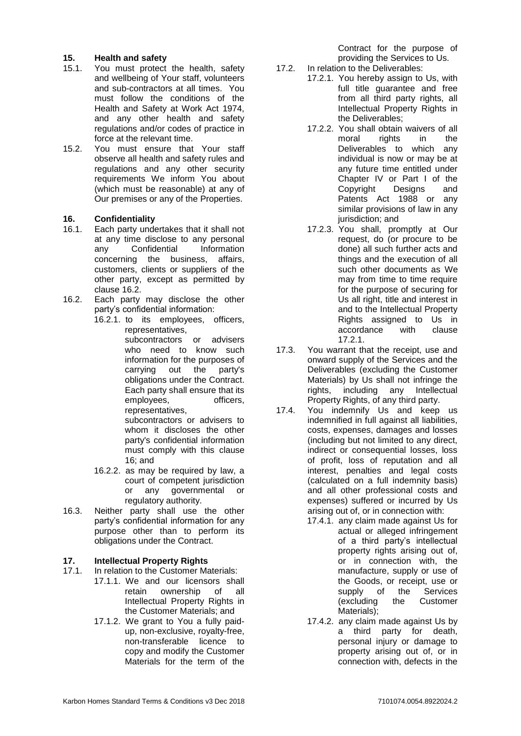## 15. Health and safety

15.1. You must protect the health, safety and wellbeing of Your staff, volunteers and sub-contractors at all times. You must follow the conditions of the Health and Safety at Work Act 1974, and any other health and safety regulations and/or codes of practice in force at the relevant time.

15.2. You must ensure that Your staff observe all health and safety rules and regulations and any other security requirements We inform You about (which must be reasonable) at any of Our premises or any of the Properties.

## 16. Confidentiality

16.1. Each party undertakes that it shall not at any time disclose to any personal any Confidential Information concerning the business, affairs, customers, clients or suppliers of the other party, except as permitted by clause 16.2.

16.2. Each party may disclose the other party's confidential information:

16.2.1. to its employees, officers, representatives, subcontractors or advisers who need to know such information for the purposes of carrying out the party's obligations under the Contract. Each party shall ensure that its employees, officers, representatives, subcontractors or advisers to whom it discloses the other party's confidential information must comply with this clause 16; and

16.2.2. as may be required by law, a court of competent jurisdiction or any governmental or regulatory authority.

16.3. Neither party shall use the other party's confidential information for any purpose other than to perform its obligations under the Contract.

## 17. Intellectual Property Rights

17.1. In relation to the Customer Materials:

17.1.1. We and our licensors shall retain ownership of all Intellectual Property Rights in the Customer Materials; and

17.1.2. We grant to You a fully paid-up, non-exclusive, royalty-free, non-transferable licence to copy and modify the Customer Materials for the term of the Contract for the purpose of providing the Services to Us.

17.2. In relation to the Deliverables:

17.2.1. You hereby assign to Us, with full title guarantee and free from all third party rights, all Intellectual Property Rights in the Deliverables;

17.2.2. You shall obtain waivers of all moral rights in the Deliverables to which any individual is now or may be at any future time entitled under Chapter IV or Part I of the Copyright Designs and Patents Act 1988 or any similar provisions of law in any jurisdiction; and

17.2.3. You shall, promptly at Our request, do (or procure to be done) all such further acts and things and the execution of all such other documents as We may from time to time require for the purpose of securing for Us all right, title and interest in and to the Intellectual Property Rights assigned to Us in accordance with clause 17.2.1.

17.3. You warrant that the receipt, use and onward supply of the Services and the Deliverables (excluding the Customer Materials) by Us shall not infringe the rights, including any Intellectual Property Rights, of any third party.

17.4. You indemnify Us and keep us indemnified in full against all liabilities, costs, expenses, damages and losses (including but not limited to any direct, indirect or consequential losses, loss of profit, loss of reputation and all interest, penalties and legal costs (calculated on a full indemnity basis) and all other professional costs and expenses) suffered or incurred by Us arising out of, or in connection with:

17.4.1. any claim made against Us for actual or alleged infringement of a third party's intellectual property rights arising out of, or in connection with, the manufacture, supply or use of the Goods, or receipt, use or supply of the Services (excluding the Customer Materials);

17.4.2. any claim made against Us by a third party for death, personal injury or damage to property arising out of, or in connection with, defects in the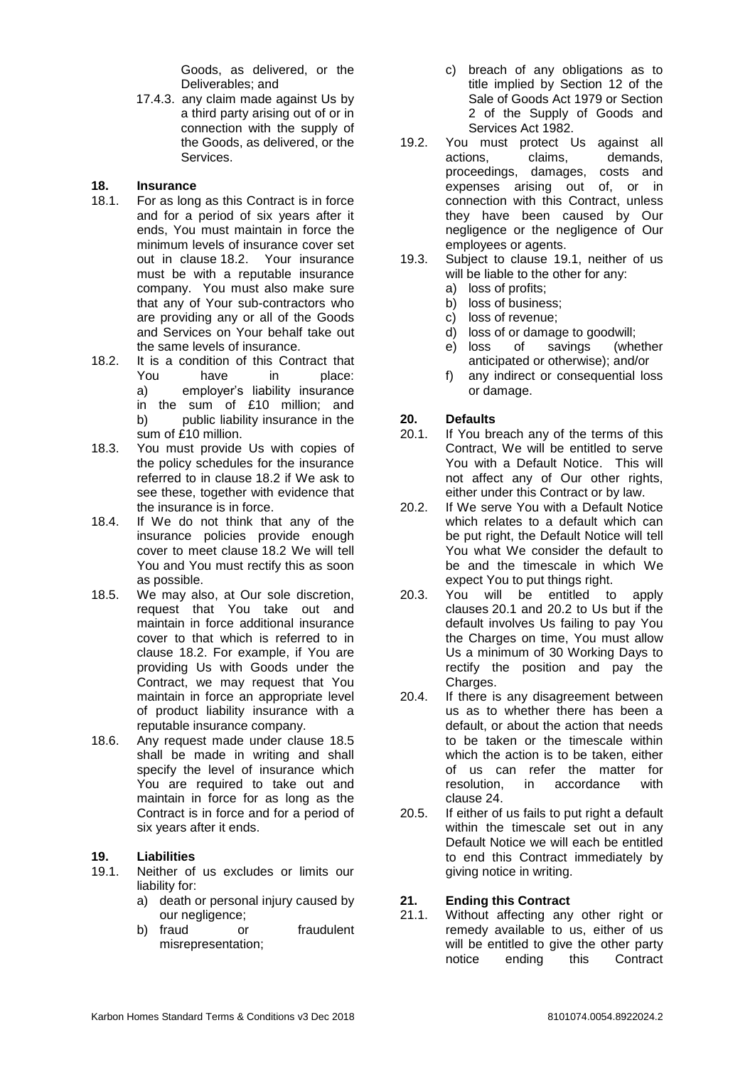Goods, as delivered, or the Deliverables; and

17.4.3. any claim made against Us by a third party arising out of or in connection with the supply of the Goods, as delivered, or the Services.

## 18. Insurance

18.1. For as long as this Contract is in force and for a period of six years after it ends, You must maintain in force the minimum levels of insurance cover set out in clause 18.2. Your insurance must be with a reputable insurance company. You must also make sure that any of Your sub-contractors who are providing any or all of the Goods and Services on Your behalf take out the same levels of insurance.

18.2. It is a condition of this Contract that You have in place:
a) employer's liability insurance in the sum of £10 million; and
b) public liability insurance in the sum of £10 million.

18.3. You must provide Us with copies of the policy schedules for the insurance referred to in clause 18.2 if We ask to see these, together with evidence that the insurance is in force.

18.4. If We do not think that any of the insurance policies provide enough cover to meet clause 18.2 We will tell You and You must rectify this as soon as possible.

18.5. We may also, at Our sole discretion, request that You take out and maintain in force additional insurance cover to that which is referred to in clause 18.2. For example, if You are providing Us with Goods under the Contract, we may request that You maintain in force an appropriate level of product liability insurance with a reputable insurance company.

18.6. Any request made under clause 18.5 shall be made in writing and shall specify the level of insurance which You are required to take out and maintain in force for as long as the Contract is in force and for a period of six years after it ends.

## 19. Liabilities

19.1. Neither of us excludes or limits our liability for:
a) death or personal injury caused by our negligence;
b) fraud or fraudulent misrepresentation;
c) breach of any obligations as to title implied by Section 12 of the Sale of Goods Act 1979 or Section 2 of the Supply of Goods and Services Act 1982.

19.2. You must protect Us against all actions, claims, demands, proceedings, damages, costs and expenses arising out of, or in connection with this Contract, unless they have been caused by Our negligence or the negligence of Our employees or agents.

19.3. Subject to clause 19.1, neither of us will be liable to the other for any:
a) loss of profits;
b) loss of business;
c) loss of revenue;
d) loss of or damage to goodwill;
e) loss of savings (whether anticipated or otherwise); and/or
f) any indirect or consequential loss or damage.

## 20. Defaults

20.1. If You breach any of the terms of this Contract, We will be entitled to serve You with a Default Notice. This will not affect any of Our other rights, either under this Contract or by law.

20.2. If We serve You with a Default Notice which relates to a default which can be put right, the Default Notice will tell You what We consider the default to be and the timescale in which We expect You to put things right.

20.3. You will be entitled to apply clauses 20.1 and 20.2 to Us but if the default involves Us failing to pay You the Charges on time, You must allow Us a minimum of 30 Working Days to rectify the position and pay the Charges.

20.4. If there is any disagreement between us as to whether there has been a default, or about the action that needs to be taken or the timescale within which the action is to be taken, either of us can refer the matter for resolution, in accordance with clause 24.

20.5. If either of us fails to put right a default within the timescale set out in any Default Notice we will each be entitled to end this Contract immediately by giving notice in writing.

## 21. Ending this Contract

21.1. Without affecting any other right or remedy available to us, either of us will be entitled to give the other party notice ending this Contract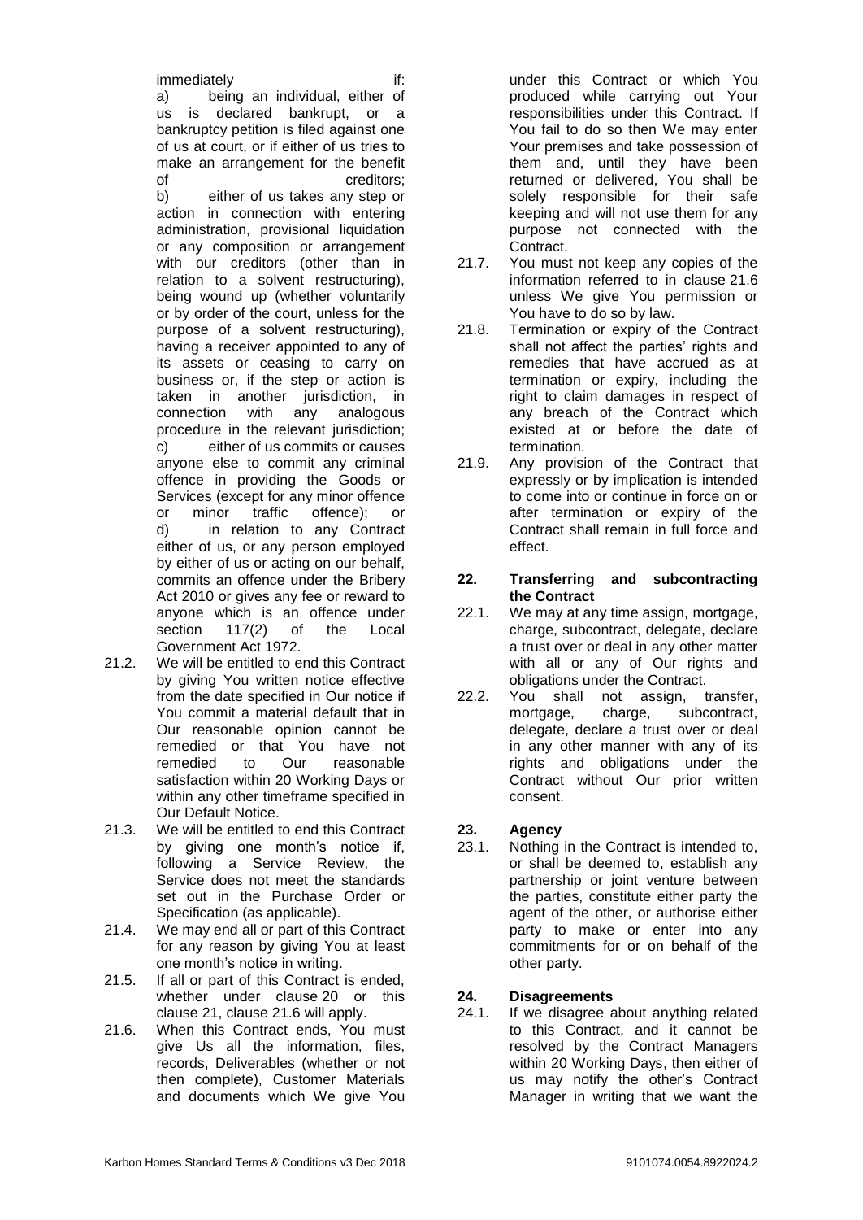immediately if:

a) being an individual, either of us is declared bankrupt, or a bankruptcy petition is filed against one of us at court, or if either of us tries to make an arrangement for the benefit of creditors;

b) either of us takes any step or action in connection with entering administration, provisional liquidation or any composition or arrangement with our creditors (other than in relation to a solvent restructuring), being wound up (whether voluntarily or by order of the court, unless for the purpose of a solvent restructuring), having a receiver appointed to any of its assets or ceasing to carry on business or, if the step or action is taken in another jurisdiction, in connection with any analogous procedure in the relevant jurisdiction;

c) either of us commits or causes anyone else to commit any criminal offence in providing the Goods or Services (except for any minor offence or minor traffic offence); or

d) in relation to any Contract either of us, or any person employed by either of us or acting on our behalf, commits an offence under the Bribery Act 2010 or gives any fee or reward to anyone which is an offence under section 117(2) of the Local Government Act 1972.

21.2. We will be entitled to end this Contract by giving You written notice effective from the date specified in Our notice if You commit a material default that in Our reasonable opinion cannot be remedied or that You have not remedied to Our reasonable satisfaction within 20 Working Days or within any other timeframe specified in Our Default Notice.

21.3. We will be entitled to end this Contract by giving one month's notice if, following a Service Review, the Service does not meet the standards set out in the Purchase Order or Specification (as applicable).

21.4. We may end all or part of this Contract for any reason by giving You at least one month's notice in writing.

21.5. If all or part of this Contract is ended, whether under clause 20 or this clause 21, clause 21.6 will apply.

21.6. When this Contract ends, You must give Us all the information, files, records, Deliverables (whether or not then complete), Customer Materials and documents which We give You under this Contract or which You produced while carrying out Your responsibilities under this Contract. If You fail to do so then We may enter Your premises and take possession of them and, until they have been returned or delivered, You shall be solely responsible for their safe keeping and will not use them for any purpose not connected with the Contract.

21.7. You must not keep any copies of the information referred to in clause 21.6 unless We give You permission or You have to do so by law.

21.8. Termination or expiry of the Contract shall not affect the parties' rights and remedies that have accrued as at termination or expiry, including the right to claim damages in respect of any breach of the Contract which existed at or before the date of termination.

21.9. Any provision of the Contract that expressly or by implication is intended to come into or continue in force on or after termination or expiry of the Contract shall remain in full force and effect.

## 22. Transferring and subcontracting the Contract

22.1. We may at any time assign, mortgage, charge, subcontract, delegate, declare a trust over or deal in any other matter with all or any of Our rights and obligations under the Contract.

22.2. You shall not assign, transfer, mortgage, charge, subcontract, delegate, declare a trust over or deal in any other manner with any of its rights and obligations under the Contract without Our prior written consent.

## 23. Agency

23.1. Nothing in the Contract is intended to, or shall be deemed to, establish any partnership or joint venture between the parties, constitute either party the agent of the other, or authorise either party to make or enter into any commitments for or on behalf of the other party.

## 24. Disagreements

24.1. If we disagree about anything related to this Contract, and it cannot be resolved by the Contract Managers within 20 Working Days, then either of us may notify the other's Contract Manager in writing that we want the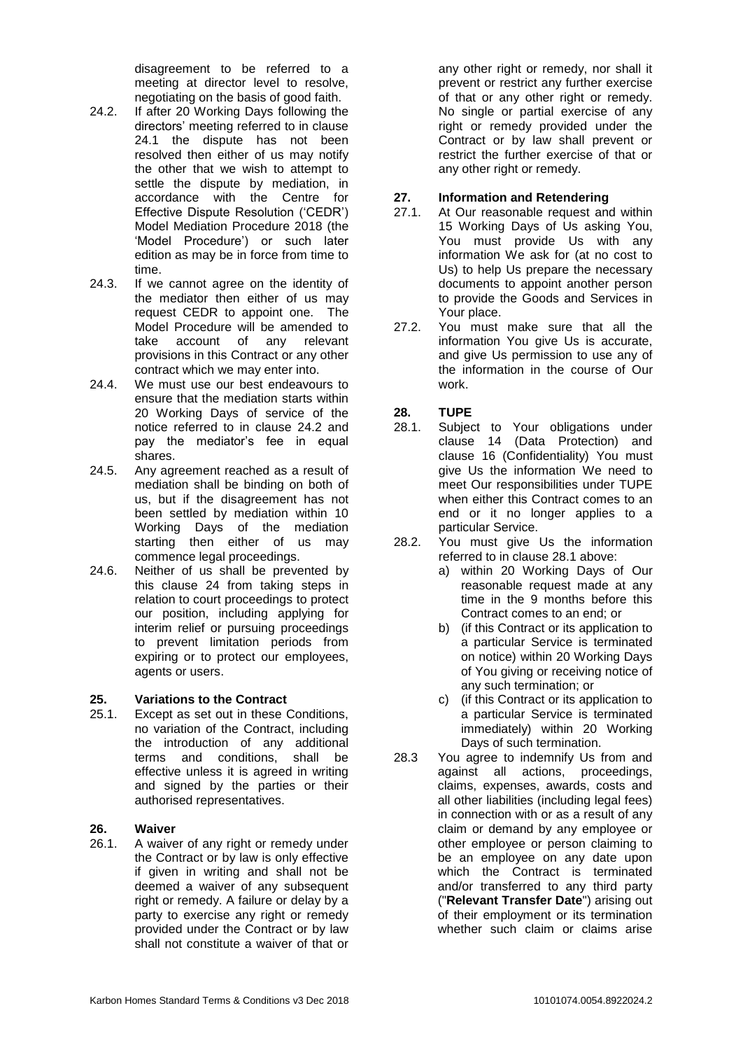disagreement to be referred to a meeting at director level to resolve, negotiating on the basis of good faith.

24.2. If after 20 Working Days following the directors' meeting referred to in clause 24.1 the dispute has not been resolved then either of us may notify the other that we wish to attempt to settle the dispute by mediation, in accordance with the Centre for Effective Dispute Resolution ('CEDR') Model Mediation Procedure 2018 (the 'Model Procedure') or such later edition as may be in force from time to time.

24.3. If we cannot agree on the identity of the mediator then either of us may request CEDR to appoint one. The Model Procedure will be amended to take account of any relevant provisions in this Contract or any other contract which we may enter into.

24.4. We must use our best endeavours to ensure that the mediation starts within 20 Working Days of service of the notice referred to in clause 24.2 and pay the mediator's fee in equal shares.

24.5. Any agreement reached as a result of mediation shall be binding on both of us, but if the disagreement has not been settled by mediation within 10 Working Days of the mediation starting then either of us may commence legal proceedings.

24.6. Neither of us shall be prevented by this clause 24 from taking steps in relation to court proceedings to protect our position, including applying for interim relief or pursuing proceedings to prevent limitation periods from expiring or to protect our employees, agents or users.

## 25. Variations to the Contract

25.1. Except as set out in these Conditions, no variation of the Contract, including the introduction of any additional terms and conditions, shall be effective unless it is agreed in writing and signed by the parties or their authorised representatives.

## 26. Waiver

26.1. A waiver of any right or remedy under the Contract or by law is only effective if given in writing and shall not be deemed a waiver of any subsequent right or remedy. A failure or delay by a party to exercise any right or remedy provided under the Contract or by law shall not constitute a waiver of that or any other right or remedy, nor shall it prevent or restrict any further exercise of that or any other right or remedy. No single or partial exercise of any right or remedy provided under the Contract or by law shall prevent or restrict the further exercise of that or any other right or remedy.

## 27. Information and Retendering

27.1. At Our reasonable request and within 15 Working Days of Us asking You, You must provide Us with any information We ask for (at no cost to Us) to help Us prepare the necessary documents to appoint another person to provide the Goods and Services in Your place.

27.2. You must make sure that all the information You give Us is accurate, and give Us permission to use any of the information in the course of Our work.

## 28. TUPE

28.1. Subject to Your obligations under clause 14 (Data Protection) and clause 16 (Confidentiality) You must give Us the information We need to meet Our responsibilities under TUPE when either this Contract comes to an end or it no longer applies to a particular Service.

28.2. You must give Us the information referred to in clause 28.1 above:

a) within 20 Working Days of Our reasonable request made at any time in the 9 months before this Contract comes to an end; or

b) (if this Contract or its application to a particular Service is terminated on notice) within 20 Working Days of You giving or receiving notice of any such termination; or

c) (if this Contract or its application to a particular Service is terminated immediately) within 20 Working Days of such termination.

28.3 You agree to indemnify Us from and against all actions, proceedings, claims, expenses, awards, costs and all other liabilities (including legal fees) in connection with or as a result of any claim or demand by any employee or other employee or person claiming to be an employee on any date upon which the Contract is terminated and/or transferred to any third party ("**Relevant Transfer Date**") arising out of their employment or its termination whether such claim or claims arise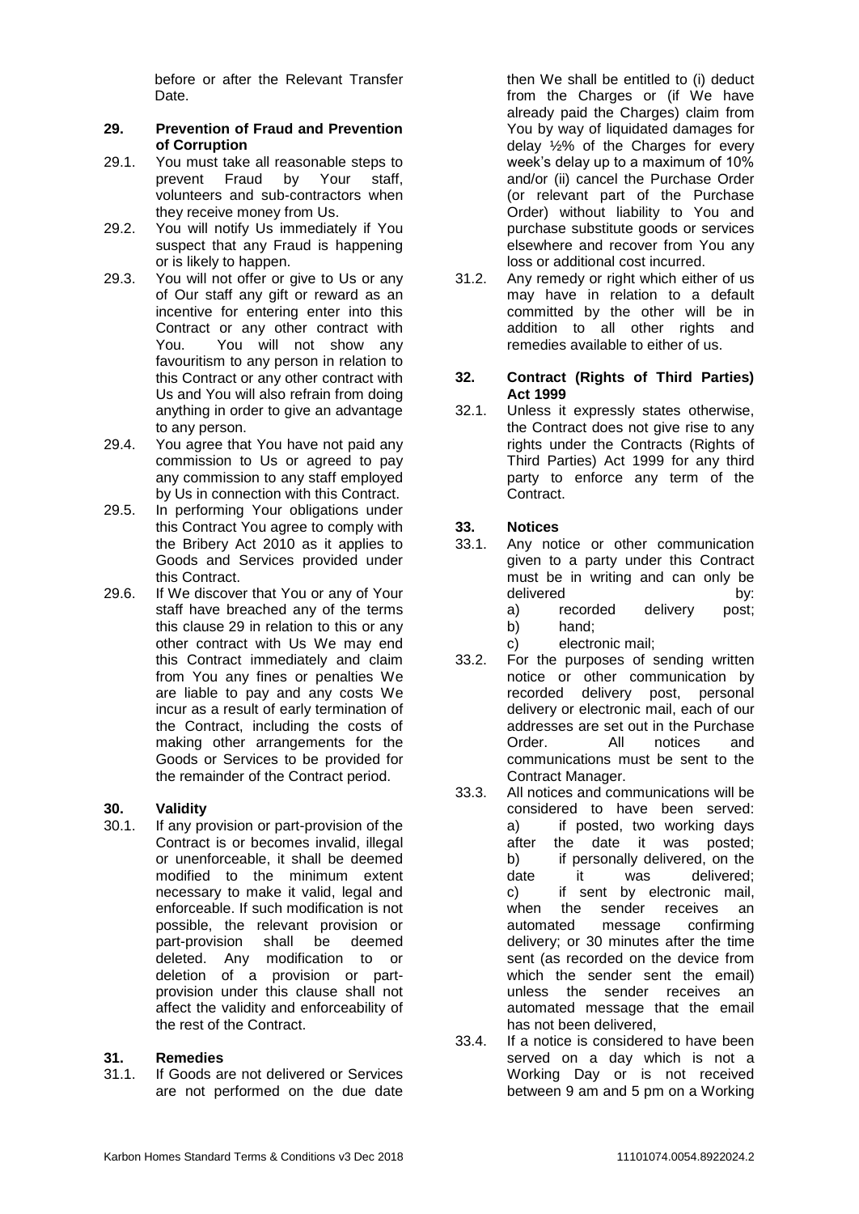before or after the Relevant Transfer Date.

## 29. Prevention of Fraud and Prevention of Corruption

29.1. You must take all reasonable steps to prevent Fraud by Your staff, volunteers and sub-contractors when they receive money from Us.

29.2. You will notify Us immediately if You suspect that any Fraud is happening or is likely to happen.

29.3. You will not offer or give to Us or any of Our staff any gift or reward as an incentive for entering enter into this Contract or any other contract with You. You will not show any favouritism to any person in relation to this Contract or any other contract with Us and You will also refrain from doing anything in order to give an advantage to any person.

29.4. You agree that You have not paid any commission to Us or agreed to pay any commission to any staff employed by Us in connection with this Contract.

29.5. In performing Your obligations under this Contract You agree to comply with the Bribery Act 2010 as it applies to Goods and Services provided under this Contract.

29.6. If We discover that You or any of Your staff have breached any of the terms this clause 29 in relation to this or any other contract with Us We may end this Contract immediately and claim from You any fines or penalties We are liable to pay and any costs We incur as a result of early termination of the Contract, including the costs of making other arrangements for the Goods or Services to be provided for the remainder of the Contract period.

## 30. Validity

30.1. If any provision or part-provision of the Contract is or becomes invalid, illegal or unenforceable, it shall be deemed modified to the minimum extent necessary to make it valid, legal and enforceable. If such modification is not possible, the relevant provision or part-provision shall be deemed deleted. Any modification to or deletion of a provision or part-provision under this clause shall not affect the validity and enforceability of the rest of the Contract.

## 31. Remedies

31.1. If Goods are not delivered or Services are not performed on the due date then We shall be entitled to (i) deduct from the Charges or (if We have already paid the Charges) claim from You by way of liquidated damages for delay ½% of the Charges for every week's delay up to a maximum of 10% and/or (ii) cancel the Purchase Order (or relevant part of the Purchase Order) without liability to You and purchase substitute goods or services elsewhere and recover from You any loss or additional cost incurred.

31.2. Any remedy or right which either of us may have in relation to a default committed by the other will be in addition to all other rights and remedies available to either of us.

## 32. Contract (Rights of Third Parties) Act 1999

32.1. Unless it expressly states otherwise, the Contract does not give rise to any rights under the Contracts (Rights of Third Parties) Act 1999 for any third party to enforce any term of the Contract.

## 33. Notices

33.1. Any notice or other communication given to a party under this Contract must be in writing and can only be delivered by:
a) recorded delivery post;
b) hand;
c) electronic mail;

33.2. For the purposes of sending written notice or other communication by recorded delivery post, personal delivery or electronic mail, each of our addresses are set out in the Purchase Order. All notices and communications must be sent to the Contract Manager.

33.3. All notices and communications will be considered to have been served:
a) if posted, two working days after the date it was posted;
b) if personally delivered, on the date it was delivered;
c) if sent by electronic mail, when the sender receives an automated message confirming delivery; or 30 minutes after the time sent (as recorded on the device from which the sender sent the email) unless the sender receives an automated message that the email has not been delivered,

33.4. If a notice is considered to have been served on a day which is not a Working Day or is not received between 9 am and 5 pm on a Working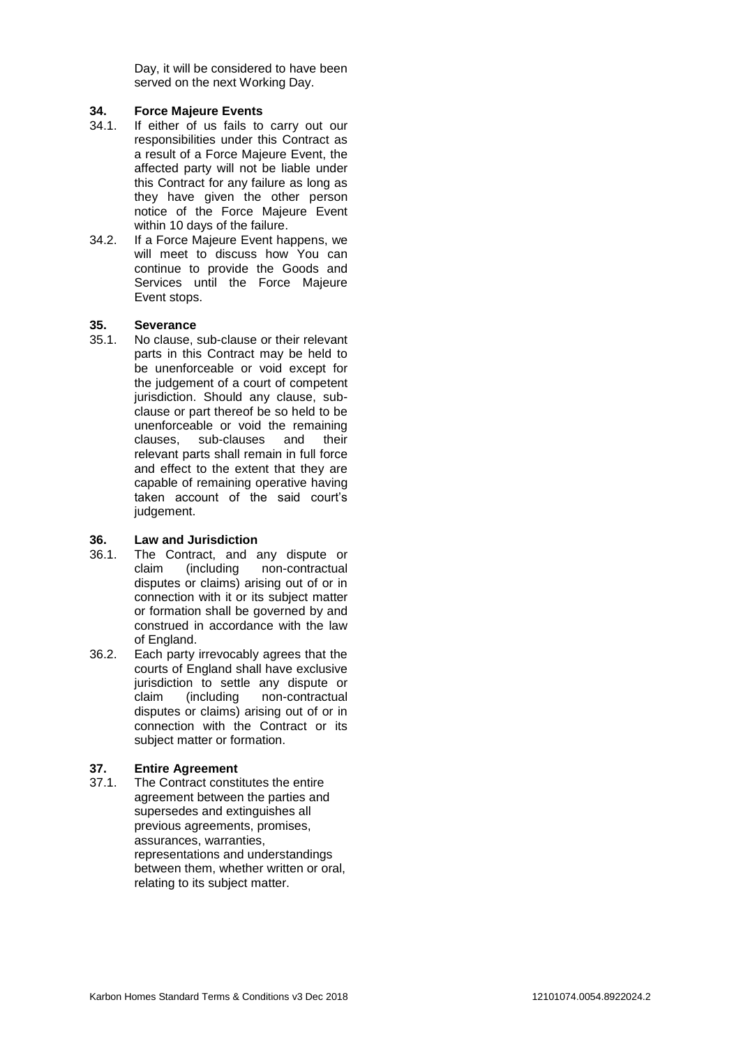Day, it will be considered to have been served on the next Working Day.

**34. Force Majeure Events**

34.1. If either of us fails to carry out our responsibilities under this Contract as a result of a Force Majeure Event, the affected party will not be liable under this Contract for any failure as long as they have given the other person notice of the Force Majeure Event within 10 days of the failure.

34.2. If a Force Majeure Event happens, we will meet to discuss how You can continue to provide the Goods and Services until the Force Majeure Event stops.

**35. Severance**

35.1. No clause, sub-clause or their relevant parts in this Contract may be held to be unenforceable or void except for the judgement of a court of competent jurisdiction. Should any clause, sub-clause or part thereof be so held to be unenforceable or void the remaining clauses, sub-clauses and their relevant parts shall remain in full force and effect to the extent that they are capable of remaining operative having taken account of the said court's judgement.

**36. Law and Jurisdiction**

36.1. The Contract, and any dispute or claim (including non-contractual disputes or claims) arising out of or in connection with it or its subject matter or formation shall be governed by and construed in accordance with the law of England.

36.2. Each party irrevocably agrees that the courts of England shall have exclusive jurisdiction to settle any dispute or claim (including non-contractual disputes or claims) arising out of or in connection with the Contract or its subject matter or formation.

**37. Entire Agreement**

37.1. The Contract constitutes the entire agreement between the parties and supersedes and extinguishes all previous agreements, promises, assurances, warranties, representations and understandings between them, whether written or oral, relating to its subject matter.